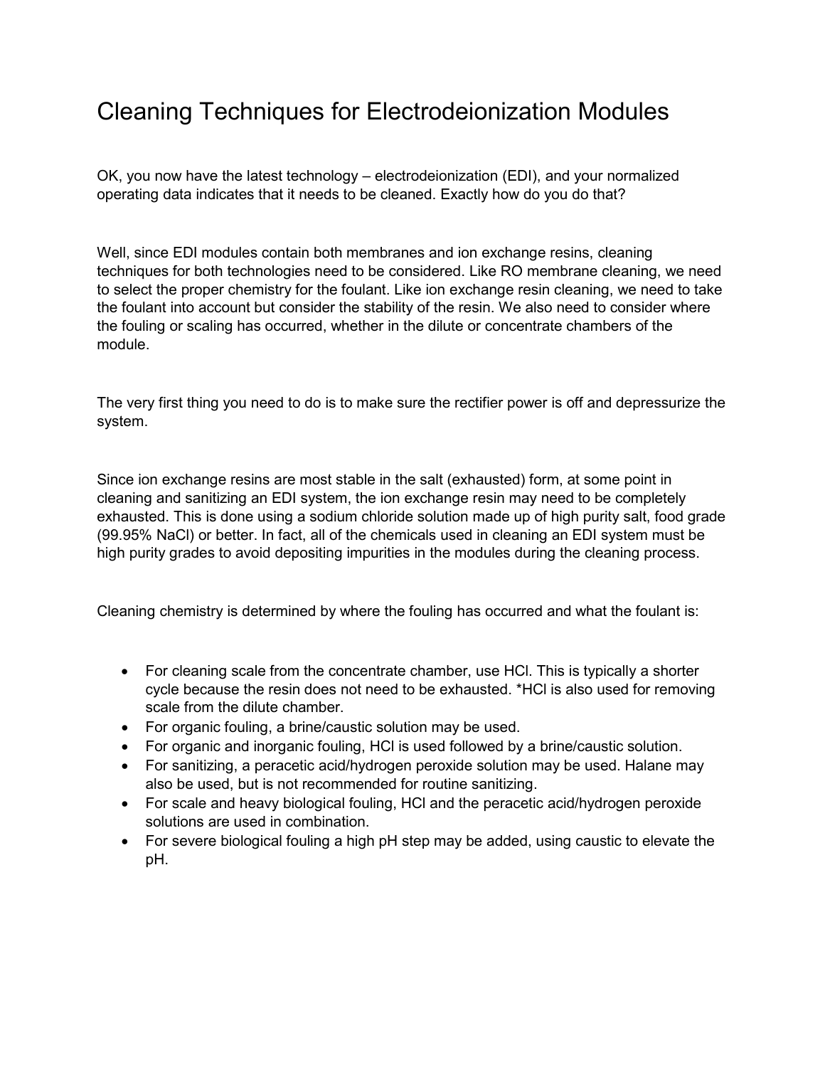# Cleaning Techniques for Electrodeionization Modules

OK, you now have the latest technology – electrodeionization (EDI), and your normalized operating data indicates that it needs to be cleaned. Exactly how do you do that?

Well, since EDI modules contain both membranes and ion exchange resins, cleaning techniques for both technologies need to be considered. Like RO membrane cleaning, we need to select the proper chemistry for the foulant. Like ion exchange resin cleaning, we need to take the foulant into account but consider the stability of the resin. We also need to consider where the fouling or scaling has occurred, whether in the dilute or concentrate chambers of the module.

The very first thing you need to do is to make sure the rectifier power is off and depressurize the system.

Since ion exchange resins are most stable in the salt (exhausted) form, at some point in cleaning and sanitizing an EDI system, the ion exchange resin may need to be completely exhausted. This is done using a sodium chloride solution made up of high purity salt, food grade (99.95% NaCl) or better. In fact, all of the chemicals used in cleaning an EDI system must be high purity grades to avoid depositing impurities in the modules during the cleaning process.

Cleaning chemistry is determined by where the fouling has occurred and what the foulant is:

- For cleaning scale from the concentrate chamber, use HCl. This is typically a shorter cycle because the resin does not need to be exhausted. *HCl is also used for removing scale from the dilute chamber.
- For organic fouling, a brine/caustic solution may be used.
- For organic and inorganic fouling, HCl is used followed by a brine/caustic solution.
- For sanitizing, a peracetic acid/hydrogen peroxide solution may be used. Halane may also be used, but is not recommended for routine sanitizing.
- For scale and heavy biological fouling, HCl and the peracetic acid/hydrogen peroxide solutions are used in combination.
- For severe biological fouling a high pH step may be added, using caustic to elevate the pH.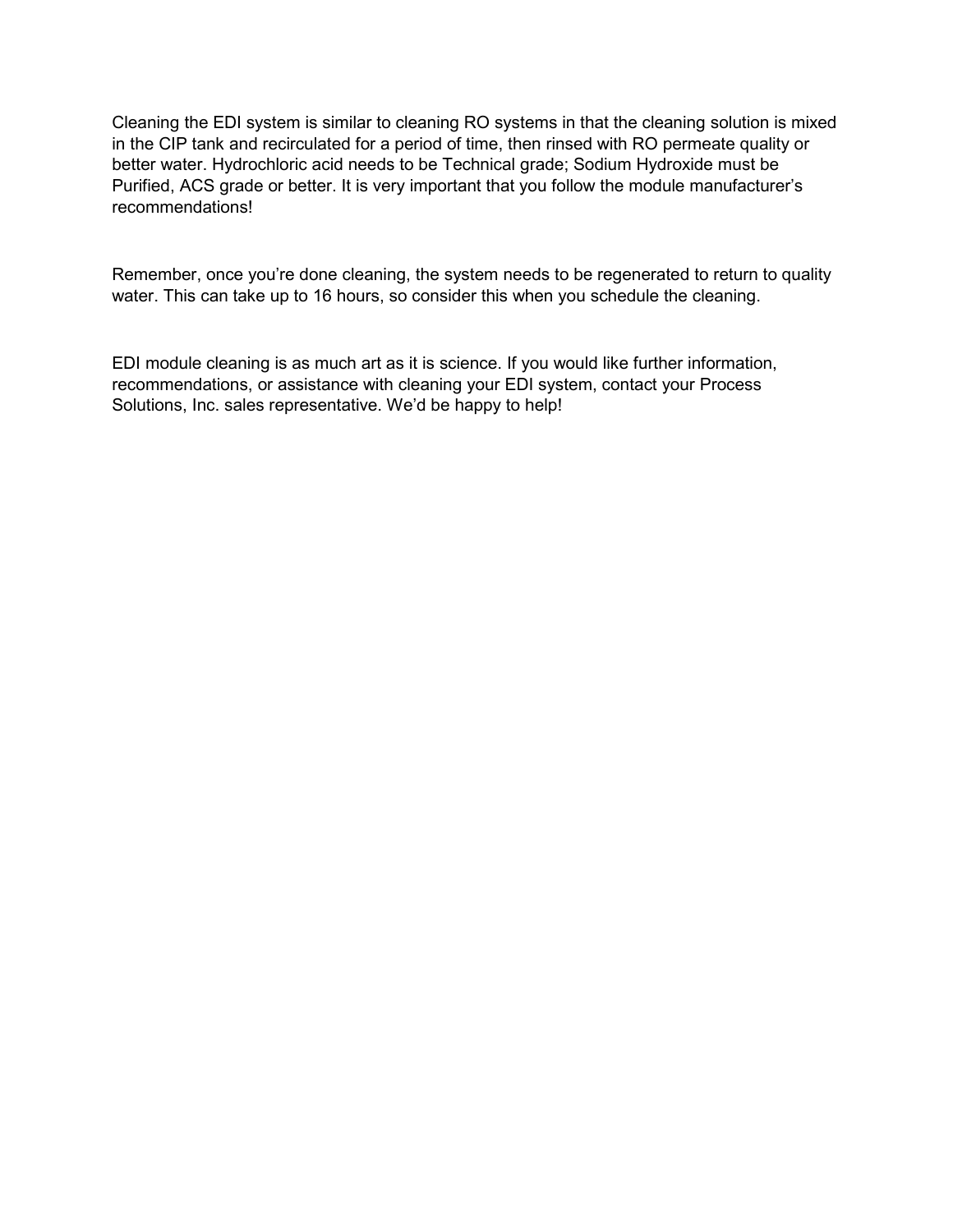Cleaning the EDI system is similar to cleaning RO systems in that the cleaning solution is mixed in the CIP tank and recirculated for a period of time, then rinsed with RO permeate quality or better water. Hydrochloric acid needs to be Technical grade; Sodium Hydroxide must be Purified, ACS grade or better. It is very important that you follow the module manufacturer's recommendations!

Remember, once you're done cleaning, the system needs to be regenerated to return to quality water. This can take up to 16 hours, so consider this when you schedule the cleaning.

EDI module cleaning is as much art as it is science. If you would like further information, recommendations, or assistance with cleaning your EDI system, contact your Process Solutions, Inc. sales representative. We'd be happy to help!